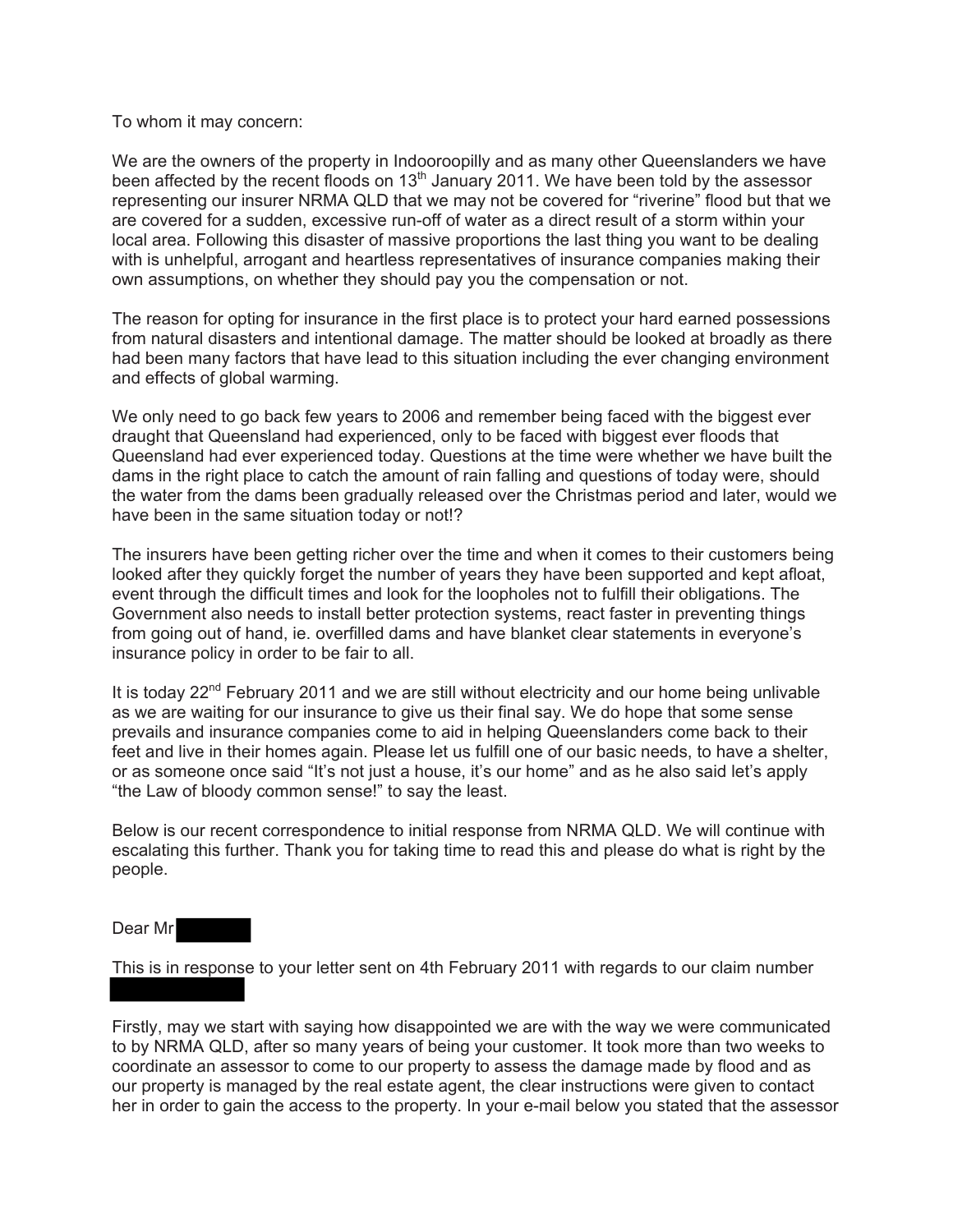To whom it may concern:

We are the owners of the property in Indooroopilly and as many other Queenslanders we have been affected by the recent floods on 13th January 2011. We have been told by the assessor representing our insurer NRMA QLD that we may not be covered for "riverine" flood but that we are covered for a sudden, excessive run-off of water as a direct result of a storm within your local area. Following this disaster of massive proportions the last thing you want to be dealing with is unhelpful, arrogant and heartless representatives of insurance companies making their own assumptions, on whether they should pay you the compensation or not.

The reason for opting for insurance in the first place is to protect your hard earned possessions from natural disasters and intentional damage. The matter should be looked at broadly as there had been many factors that have lead to this situation including the ever changing environment and effects of global warming.

We only need to go back few years to 2006 and remember being faced with the biggest ever draught that Queensland had experienced, only to be faced with biggest ever floods that Queensland had ever experienced today. Questions at the time were whether we have built the dams in the right place to catch the amount of rain falling and questions of today were, should the water from the dams been gradually released over the Christmas period and later, would we have been in the same situation today or not!?

The insurers have been getting richer over the time and when it comes to their customers being looked after they quickly forget the number of years they have been supported and kept afloat, event through the difficult times and look for the loopholes not to fulfill their obligations. The Government also needs to install better protection systems, react faster in preventing things from going out of hand, ie. overfilled dams and have blanket clear statements in everyone's insurance policy in order to be fair to all.

It is today 22nd February 2011 and we are still without electricity and our home being unlivable as we are waiting for our insurance to give us their final say. We do hope that some sense prevails and insurance companies come to aid in helping Queenslanders come back to their feet and live in their homes again. Please let us fulfill one of our basic needs, to have a shelter, or as someone once said "It's not just a house, it's our home" and as he also said let's apply "the Law of bloody common sense!" to say the least.

Below is our recent correspondence to initial response from NRMA QLD. We will continue with escalating this further. Thank you for taking time to read this and please do what is right by the people.

Dear Mr [REDACTED]

This is in response to your letter sent on 4th February 2011 with regards to our claim number [REDACTED]

Firstly, may we start with saying how disappointed we are with the way we were communicated to by NRMA QLD, after so many years of being your customer. It took more than two weeks to coordinate an assessor to come to our property to assess the damage made by flood and as our property is managed by the real estate agent, the clear instructions were given to contact her in order to gain the access to the property. In your e-mail below you stated that the assessor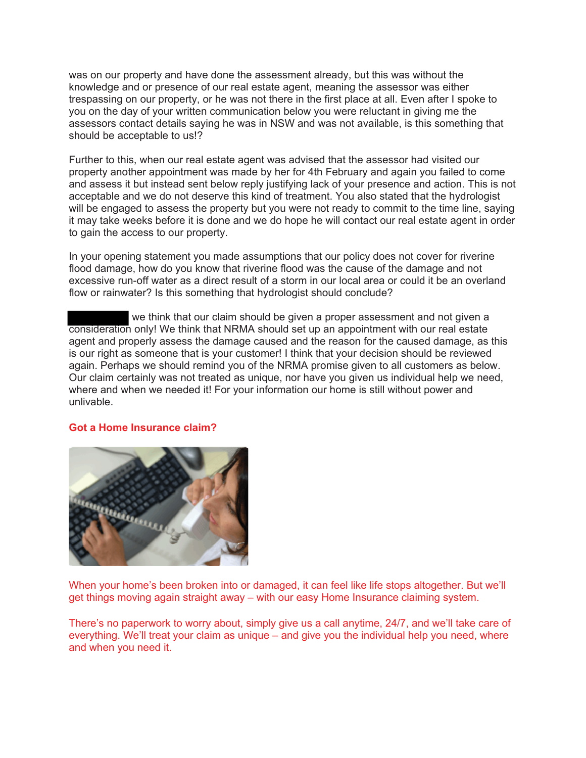was on our property and have done the assessment already, but this was without the knowledge and or presence of our real estate agent, meaning the assessor was either trespassing on our property, or he was not there in the first place at all. Even after I spoke to you on the day of your written communication below you were reluctant in giving me the assessors contact details saying he was in NSW and was not available, is this something that should be acceptable to us!?

Further to this, when our real estate agent was advised that the assessor had visited our property another appointment was made by her for 4th February and again you failed to come and assess it but instead sent below reply justifying lack of your presence and action. This is not acceptable and we do not deserve this kind of treatment. You also stated that the hydrologist will be engaged to assess the property but you were not ready to commit to the time line, saying it may take weeks before it is done and we do hope he will contact our real estate agent in order to gain the access to our property.

In your opening statement you made assumptions that our policy does not cover for riverine flood damage, how do you know that riverine flood was the cause of the damage and not excessive run-off water as a direct result of a storm in our local area or could it be an overland flow or rainwater? Is this something that hydrologist should conclude?

██████ we think that our claim should be given a proper assessment and not given a consideration only! We think that NRMA should set up an appointment with our real estate agent and properly assess the damage caused and the reason for the caused damage, as this is our right as someone that is your customer! I think that your decision should be reviewed again. Perhaps we should remind you of the NRMA promise given to all customers as below. Our claim certainly was not treated as unique, nor have you given us individual help we need, where and when we needed it! For your information our home is still without power and unlivable.

**Got a Home Insurance claim?**

When your home's been broken into or damaged, it can feel like life stops altogether. But we'll get things moving again straight away – with our easy Home Insurance claiming system.

There's no paperwork to worry about, simply give us a call anytime, 24/7, and we'll take care of everything. We'll treat your claim as unique – and give you the individual help you need, where and when you need it.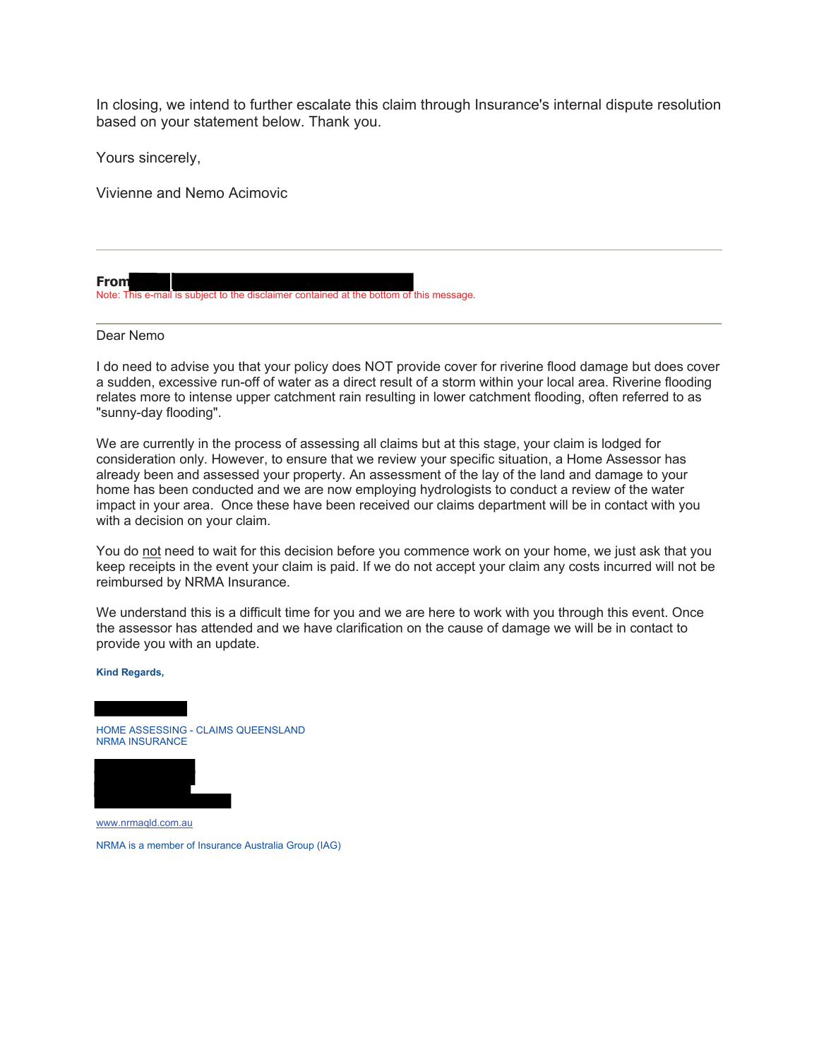In closing, we intend to further escalate this claim through Insurance's internal dispute resolution based on your statement below. Thank you.

Yours sincerely,

Vivienne and Nemo Acimovic

---

**From**

Note: This e-mail is subject to the disclaimer contained at the bottom of this message.

---

Dear Nemo

I do need to advise you that your policy does NOT provide cover for riverine flood damage but does cover a sudden, excessive run-off of water as a direct result of a storm within your local area. Riverine flooding relates more to intense upper catchment rain resulting in lower catchment flooding, often referred to as "sunny-day flooding".

We are currently in the process of assessing all claims but at this stage, your claim is lodged for consideration only. However, to ensure that we review your specific situation, a Home Assessor has already been and assessed your property. An assessment of the lay of the land and damage to your home has been conducted and we are now employing hydrologists to conduct a review of the water impact in your area. Once these have been received our claims department will be in contact with you with a decision on your claim.

You do not need to wait for this decision before you commence work on your home, we just ask that you keep receipts in the event your claim is paid. If we do not accept your claim any costs incurred will not be reimbursed by NRMA Insurance.

We understand this is a difficult time for you and we are here to work with you through this event. Once the assessor has attended and we have clarification on the cause of damage we will be in contact to provide you with an update.

**Kind Regards,**

HOME ASSESSING - CLAIMS QUEENSLAND
NRMA INSURANCE

www.nrmaqld.com.au

NRMA is a member of Insurance Australia Group (IAG)